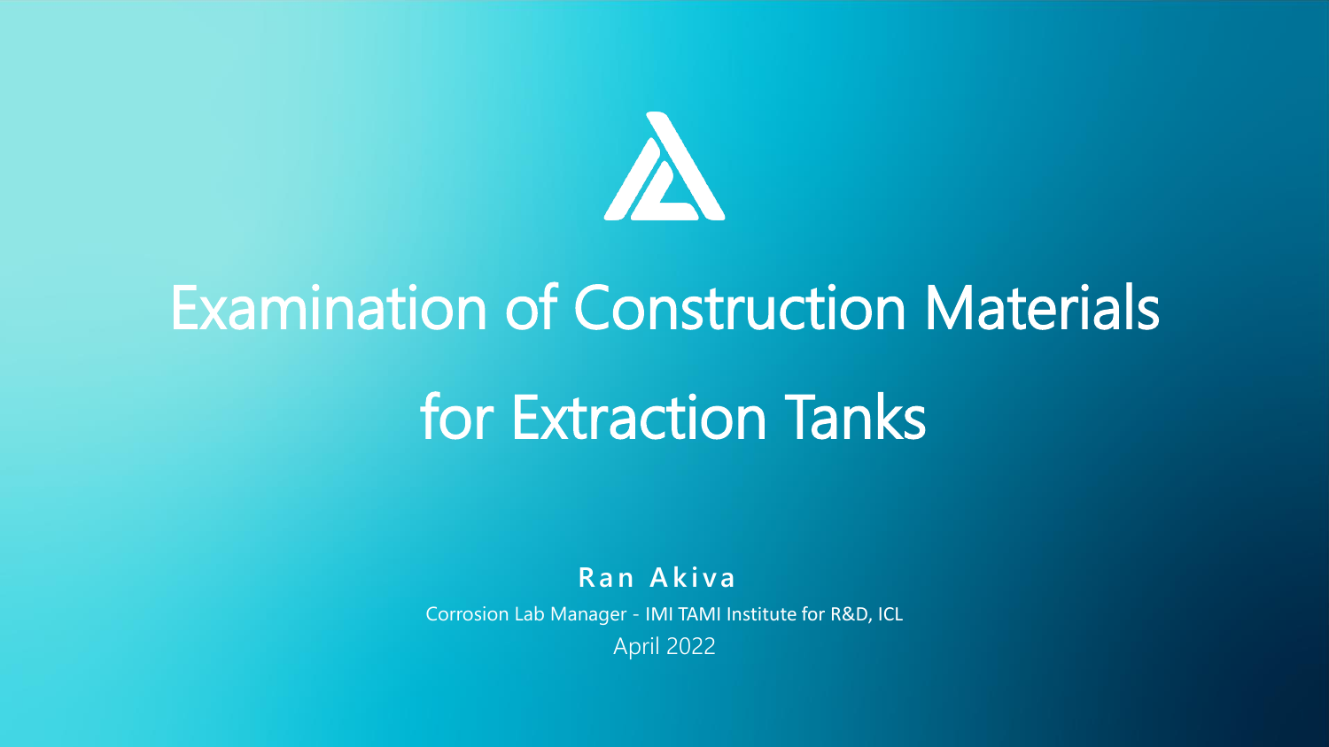# Examination of Construction Materials for Extraction Tanks

**Ran Akiva**

Corrosion Lab Manager - IMI TAMI Institute for R&D, ICL

April 2022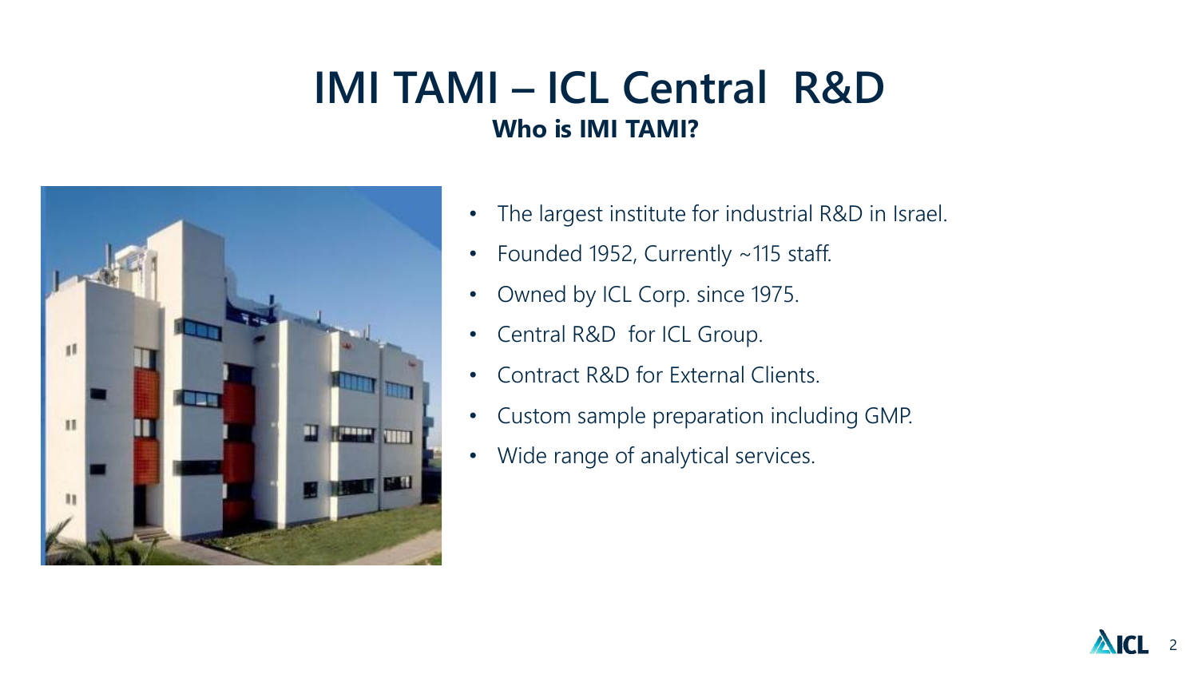# IMI TAMI – ICL Central R&D

## Who is IMI TAMI?

- The largest institute for industrial R&D in Israel.
- Founded 1952, Currently ~115 staff.
- Owned by ICL Corp. since 1975.
- Central R&D for ICL Group.
- Contract R&D for External Clients.
- Custom sample preparation including GMP.
- Wide range of analytical services.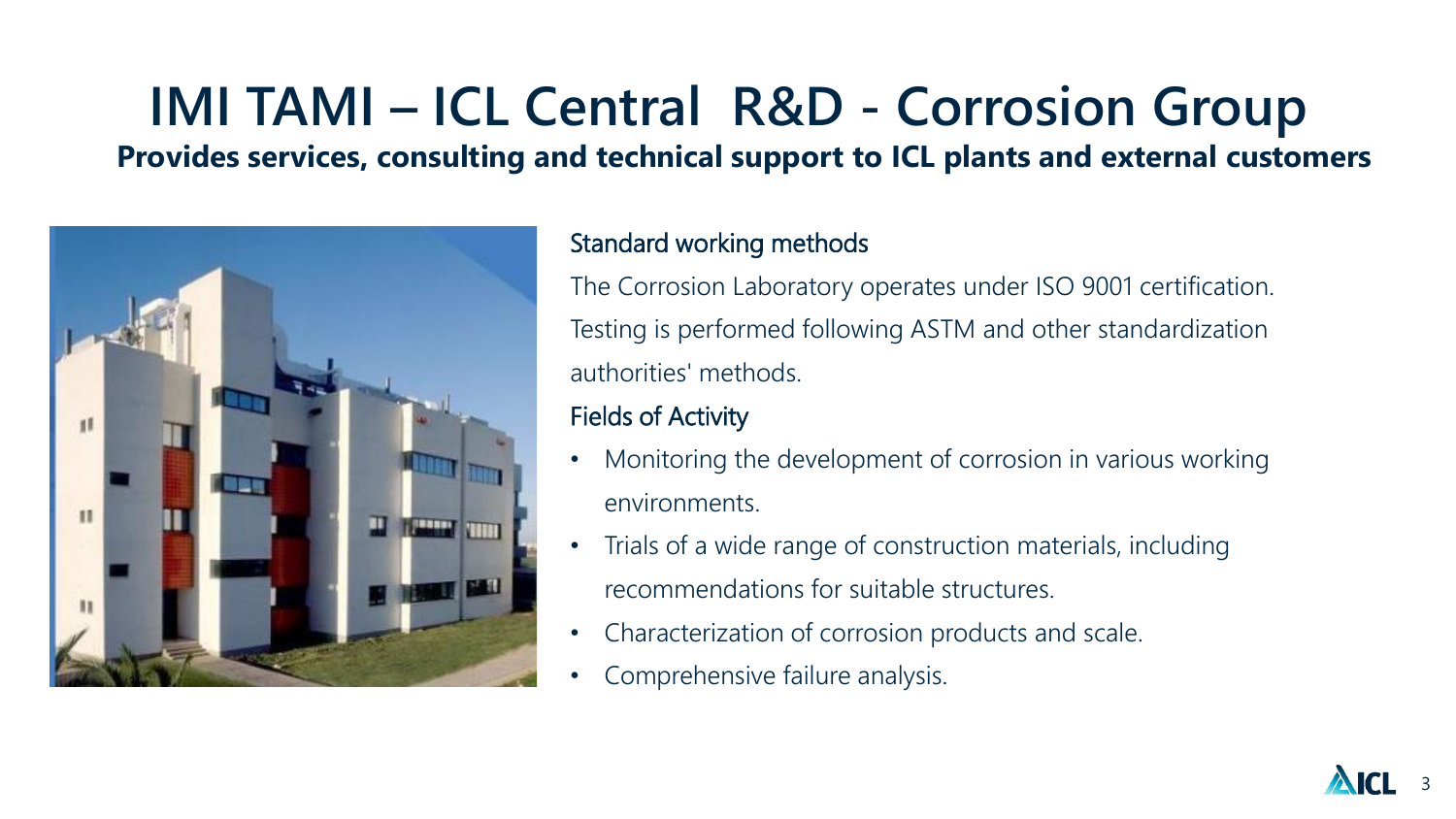# IMI TAMI – ICL Central R&D - Corrosion Group

**Provides services, consulting and technical support to ICL plants and external customers**

## Standard working methods

The Corrosion Laboratory operates under ISO 9001 certification.

Testing is performed following ASTM and other standardization authorities' methods.

## Fields of Activity

- Monitoring the development of corrosion in various working environments.
- Trials of a wide range of construction materials, including recommendations for suitable structures.
- Characterization of corrosion products and scale.
- Comprehensive failure analysis.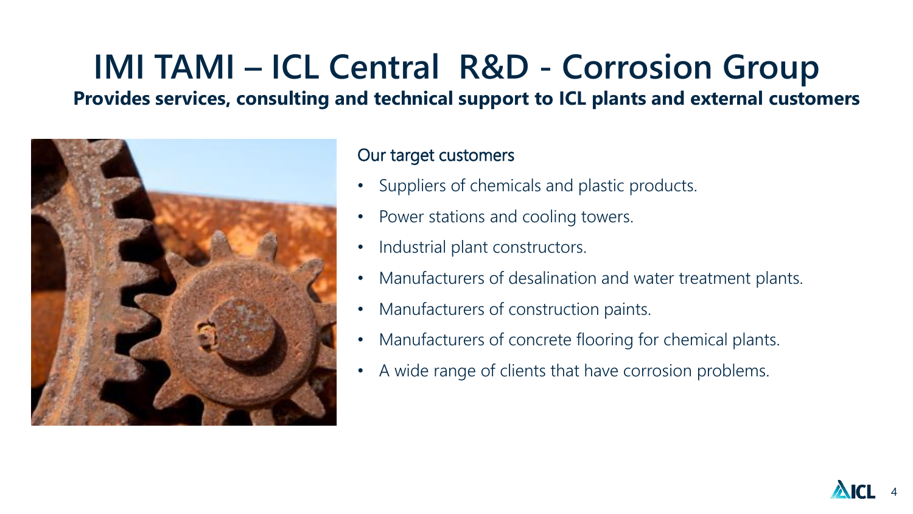# IMI TAMI – ICL Central R&D - Corrosion Group

**Provides services, consulting and technical support to ICL plants and external customers**

Our target customers

- Suppliers of chemicals and plastic products.
- Power stations and cooling towers.
- Industrial plant constructors.
- Manufacturers of desalination and water treatment plants.
- Manufacturers of construction paints.
- Manufacturers of concrete flooring for chemical plants.
- A wide range of clients that have corrosion problems.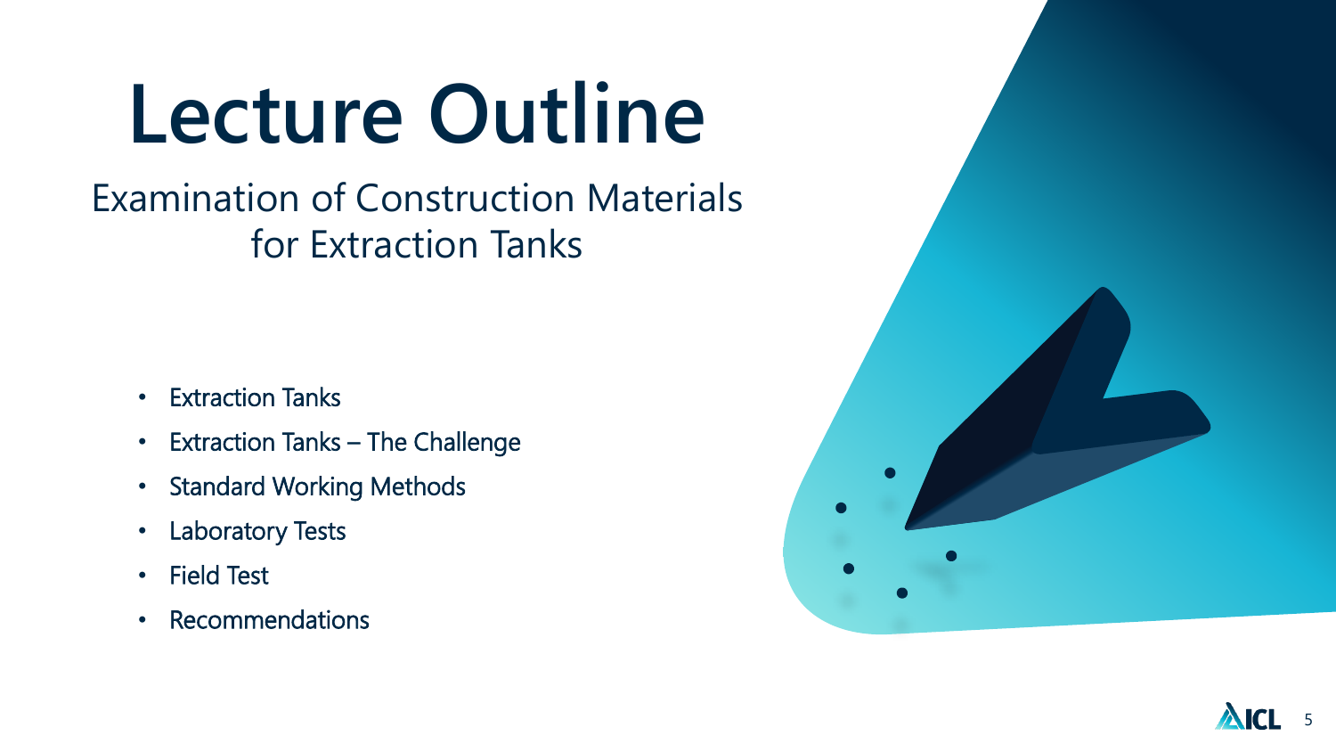# Lecture Outline

## Examination of Construction Materials for Extraction Tanks

- Extraction Tanks
- Extraction Tanks – The Challenge
- Standard Working Methods
- Laboratory Tests
- Field Test
- Recommendations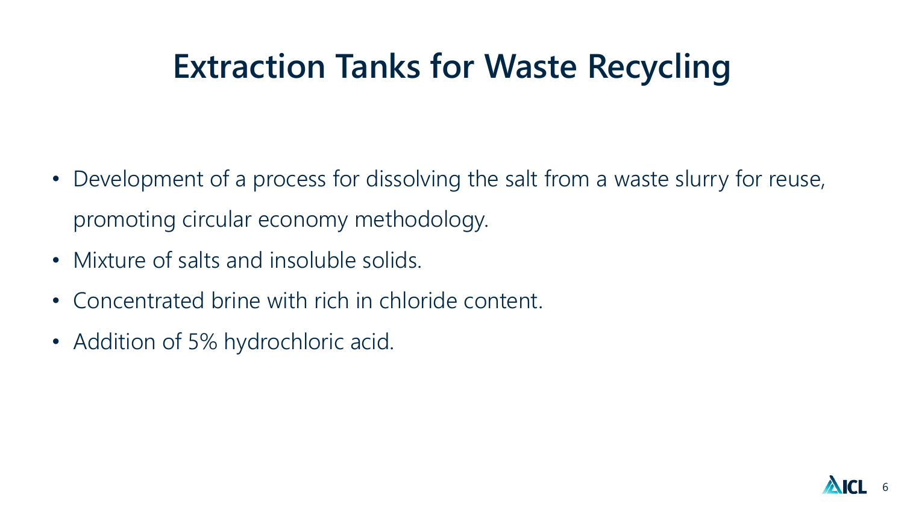# Extraction Tanks for Waste Recycling

- Development of a process for dissolving the salt from a waste slurry for reuse, promoting circular economy methodology.
- Mixture of salts and insoluble solids.
- Concentrated brine with rich in chloride content.
- Addition of 5% hydrochloric acid.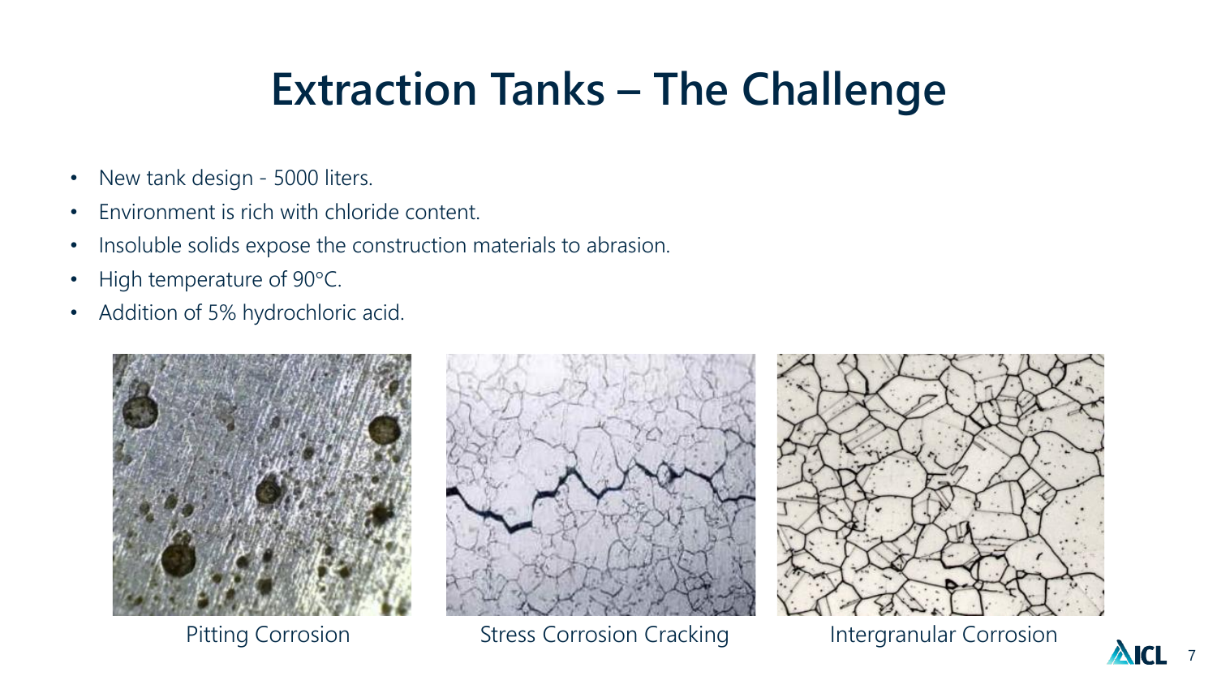# Extraction Tanks – The Challenge

- New tank design - 5000 liters.
- Environment is rich with chloride content.
- Insoluble solids expose the construction materials to abrasion.
- High temperature of 90°C.
- Addition of 5% hydrochloric acid.

Pitting Corrosion

Stress Corrosion Cracking

Intergranular Corrosion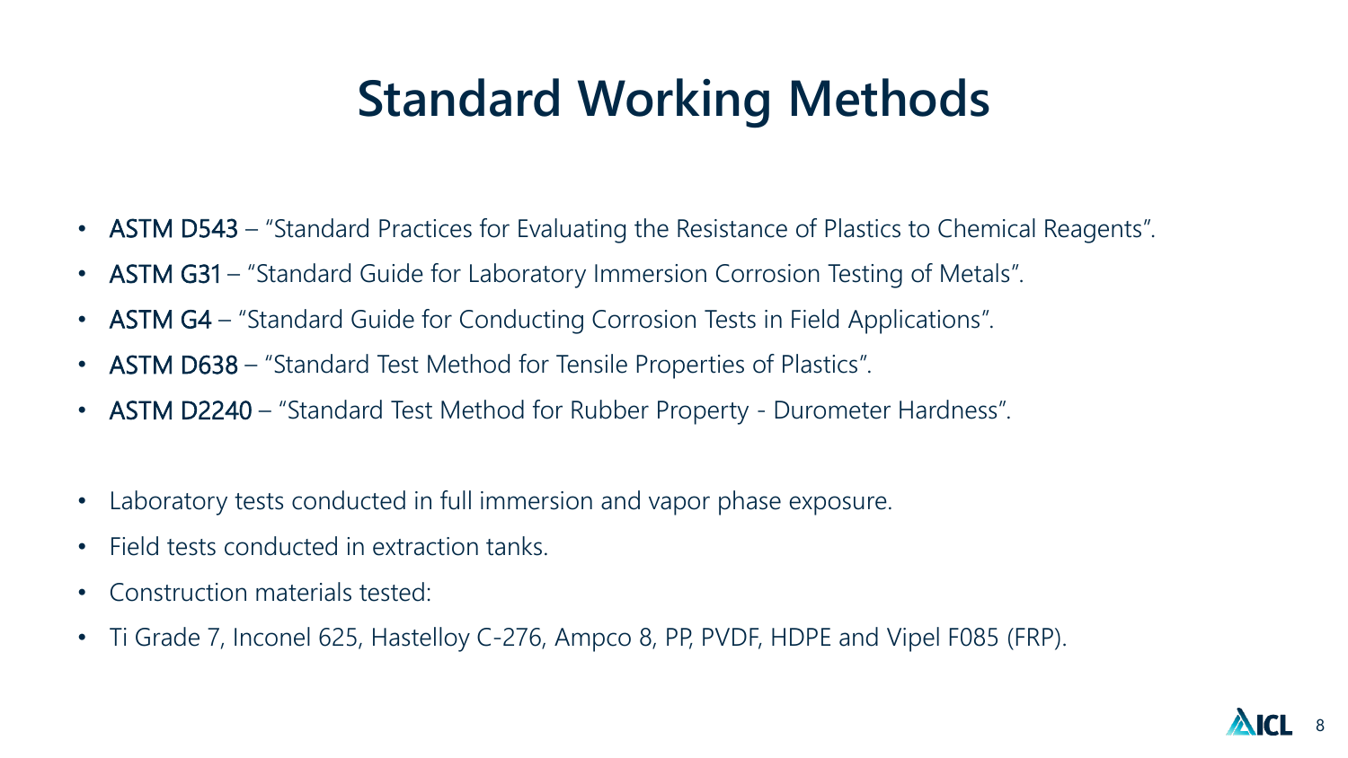# Standard Working Methods

- **ASTM D543** – "Standard Practices for Evaluating the Resistance of Plastics to Chemical Reagents".
- **ASTM G31** – "Standard Guide for Laboratory Immersion Corrosion Testing of Metals".
- **ASTM G4** – "Standard Guide for Conducting Corrosion Tests in Field Applications".
- **ASTM D638** – "Standard Test Method for Tensile Properties of Plastics".
- **ASTM D2240** – "Standard Test Method for Rubber Property - Durometer Hardness".

- Laboratory tests conducted in full immersion and vapor phase exposure.
- Field tests conducted in extraction tanks.
- Construction materials tested:
- Ti Grade 7, Inconel 625, Hastelloy C-276, Ampco 8, PP, PVDF, HDPE and Vipel F085 (FRP).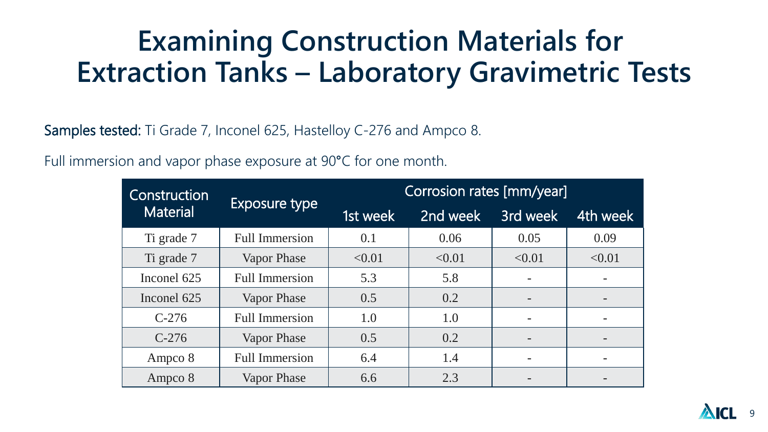# Examining Construction Materials for Extraction Tanks – Laboratory Gravimetric Tests

**Samples tested:** Ti Grade 7, Inconel 625, Hastelloy C-276 and Ampco 8.

Full immersion and vapor phase exposure at 90°C for one month.

| Construction Material | Exposure type | Corrosion rates [mm/year] | | | |
|---|---|---|---|---|---|
| | | 1st week | 2nd week | 3rd week | 4th week |
| Ti grade 7 | Full Immersion | 0.1 | 0.06 | 0.05 | 0.09 |
| Ti grade 7 | Vapor Phase | <0.01 | <0.01 | <0.01 | <0.01 |
| Inconel 625 | Full Immersion | 5.3 | 5.8 | - | - |
| Inconel 625 | Vapor Phase | 0.5 | 0.2 | - | - |
| C-276 | Full Immersion | 1.0 | 1.0 | - | - |
| C-276 | Vapor Phase | 0.5 | 0.2 | - | - |
| Ampco 8 | Full Immersion | 6.4 | 1.4 | - | - |
| Ampco 8 | Vapor Phase | 6.6 | 2.3 | - | - |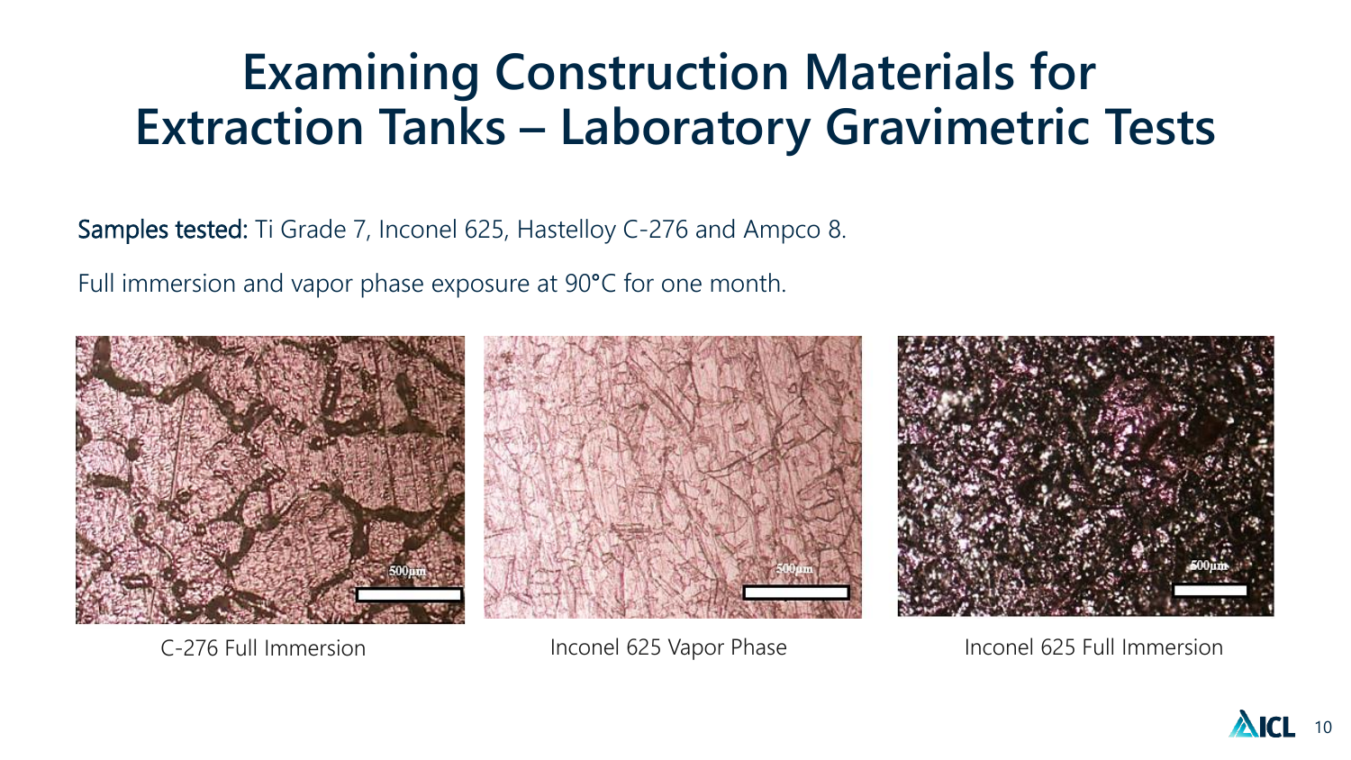# Examining Construction Materials for Extraction Tanks – Laboratory Gravimetric Tests

**Samples tested:** Ti Grade 7, Inconel 625, Hastelloy C-276 and Ampco 8.

Full immersion and vapor phase exposure at 90°C for one month.

500µm

C-276 Full Immersion

500µm

Inconel 625 Vapor Phase

500µm

Inconel 625 Full Immersion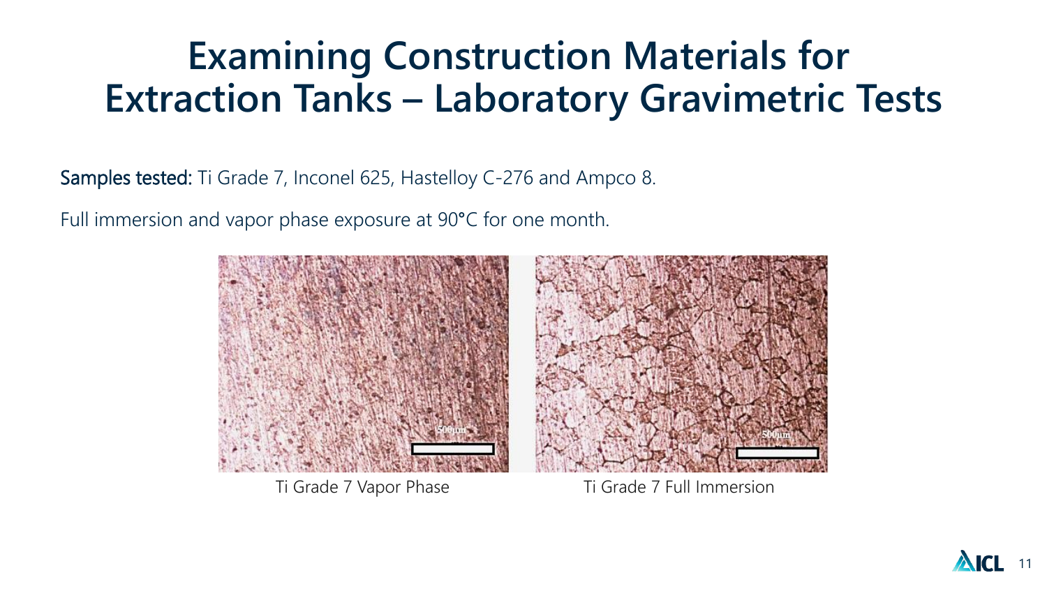# Examining Construction Materials for Extraction Tanks – Laboratory Gravimetric Tests

**Samples tested:** Ti Grade 7, Inconel 625, Hastelloy C-276 and Ampco 8.

Full immersion and vapor phase exposure at 90°C for one month.

Ti Grade 7 Vapor Phase

Ti Grade 7 Full Immersion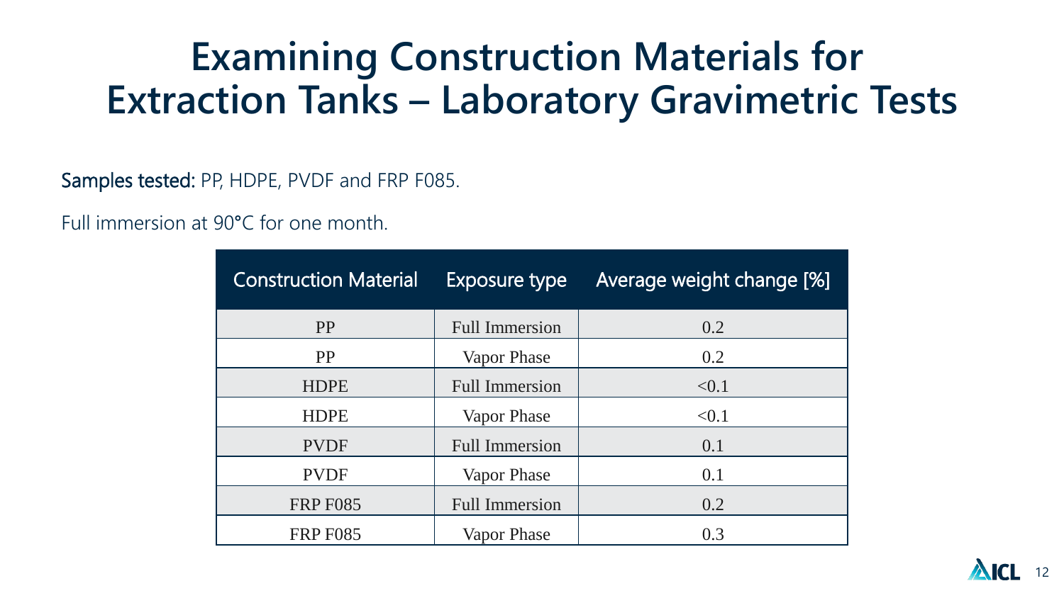# Examining Construction Materials for Extraction Tanks – Laboratory Gravimetric Tests

**Samples tested:** PP, HDPE, PVDF and FRP F085.

Full immersion at 90°C for one month.

| Construction Material | Exposure type | Average weight change [%] |
|---|---|---|
| PP | Full Immersion | 0.2 |
| PP | Vapor Phase | 0.2 |
| HDPE | Full Immersion | <0.1 |
| HDPE | Vapor Phase | <0.1 |
| PVDF | Full Immersion | 0.1 |
| PVDF | Vapor Phase | 0.1 |
| FRP F085 | Full Immersion | 0.2 |
| FRP F085 | Vapor Phase | 0.3 |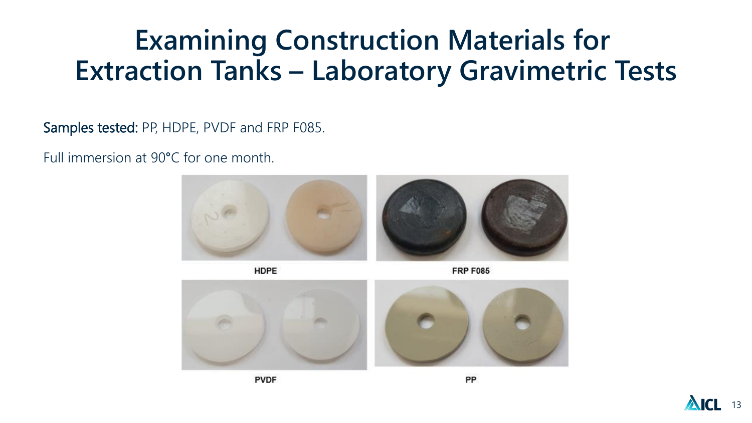# Examining Construction Materials for Extraction Tanks – Laboratory Gravimetric Tests

**Samples tested:** PP, HDPE, PVDF and FRP F085.

Full immersion at 90°C for one month.

HDPE

FRP F085

PVDF

PP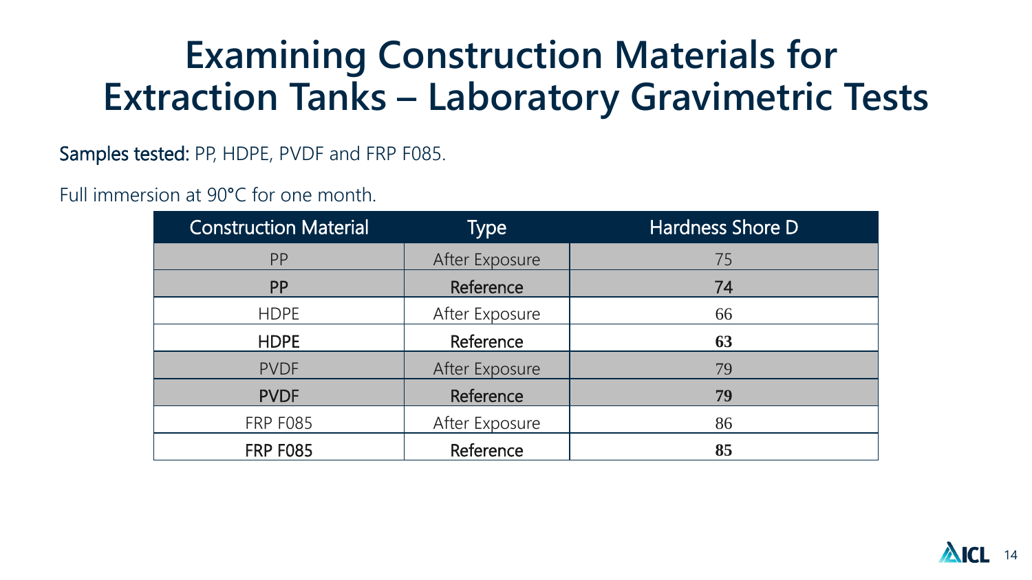# Examining Construction Materials for Extraction Tanks – Laboratory Gravimetric Tests

**Samples tested:** PP, HDPE, PVDF and FRP F085.

Full immersion at 90°C for one month.

| Construction Material | Type | Hardness Shore D |
|---|---|---|
| PP | After Exposure | 75 |
| **PP** | **Reference** | **74** |
| HDPE | After Exposure | 66 |
| **HDPE** | **Reference** | **63** |
| PVDF | After Exposure | 79 |
| **PVDF** | **Reference** | **79** |
| FRP F085 | After Exposure | 86 |
| **FRP F085** | **Reference** | **85** |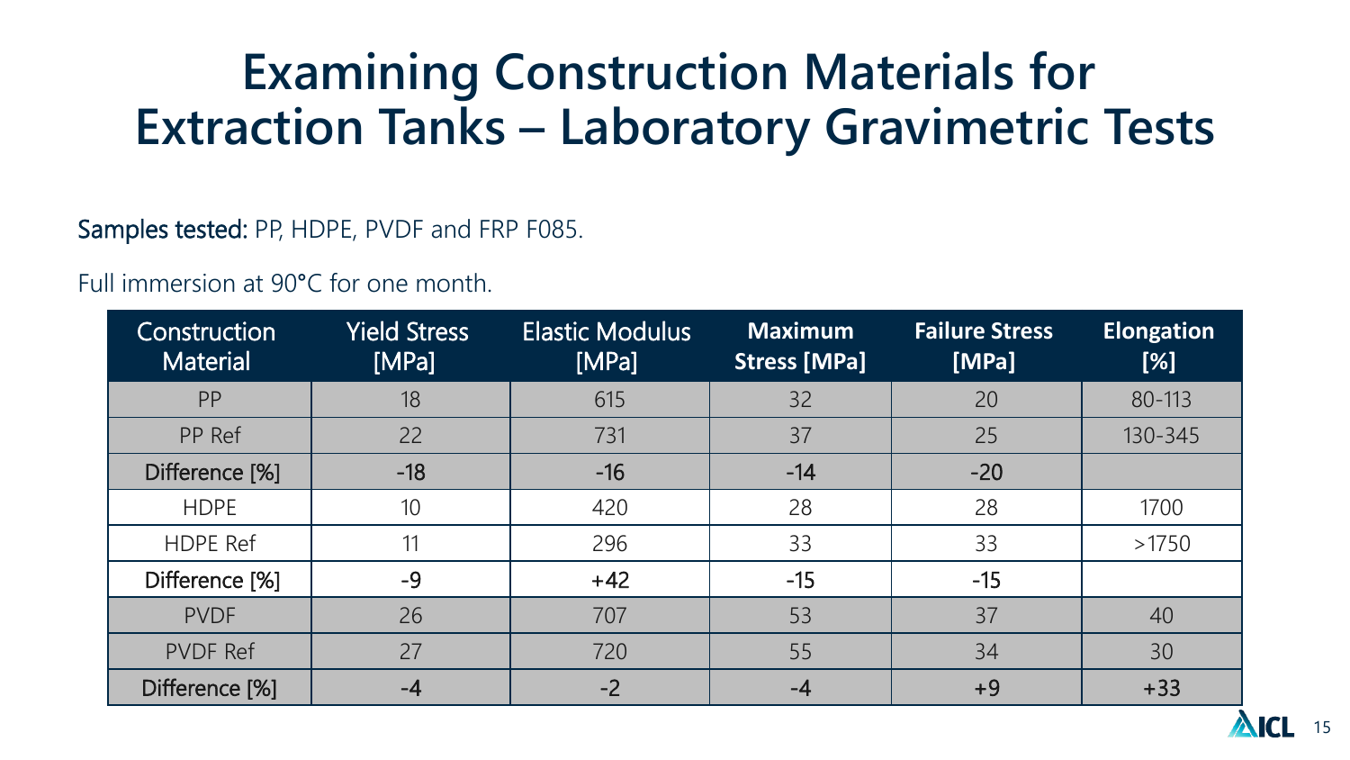# Examining Construction Materials for Extraction Tanks – Laboratory Gravimetric Tests

Samples tested: PP, HDPE, PVDF and FRP F085.

Full immersion at 90°C for one month.

| Construction Material | Yield Stress [MPa] | Elastic Modulus [MPa] | Maximum Stress [MPa] | Failure Stress [MPa] | Elongation [%] |
|---|---|---|---|---|---|
| PP | 18 | 615 | 32 | 20 | 80-113 |
| PP Ref | 22 | 731 | 37 | 25 | 130-345 |
| Difference [%] | -18 | -16 | -14 | -20 | |
| HDPE | 10 | 420 | 28 | 28 | 1700 |
| HDPE Ref | 11 | 296 | 33 | 33 | >1750 |
| Difference [%] | -9 | +42 | -15 | -15 | |
| PVDF | 26 | 707 | 53 | 37 | 40 |
| PVDF Ref | 27 | 720 | 55 | 34 | 30 |
| Difference [%] | -4 | -2 | -4 | +9 | +33 |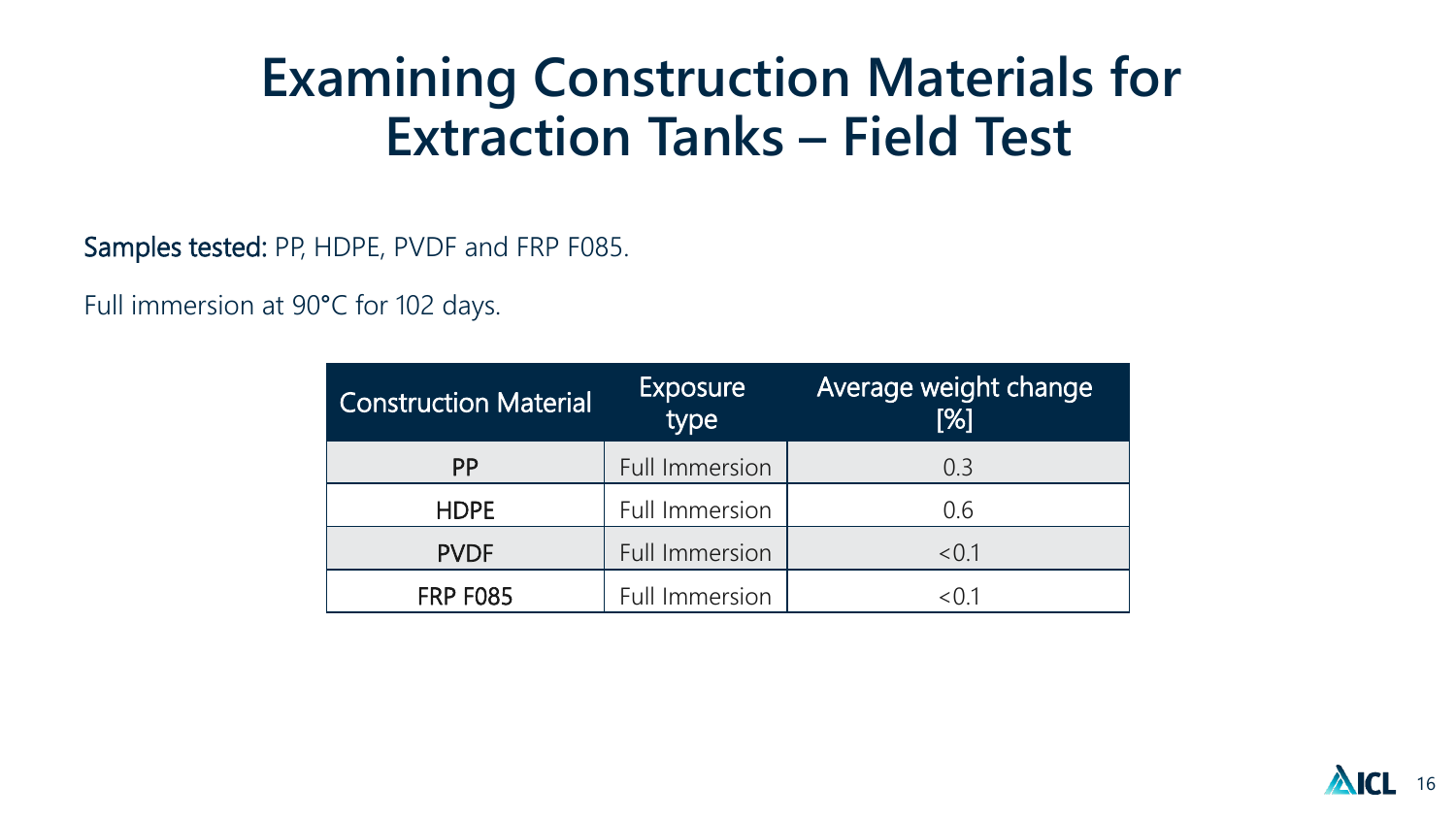# Examining Construction Materials for Extraction Tanks – Field Test

**Samples tested:** PP, HDPE, PVDF and FRP F085.

Full immersion at 90°C for 102 days.

| Construction Material | Exposure type | Average weight change [%] |
|---|---|---|
| PP | Full Immersion | 0.3 |
| HDPE | Full Immersion | 0.6 |
| PVDF | Full Immersion | <0.1 |
| FRP F085 | Full Immersion | <0.1 |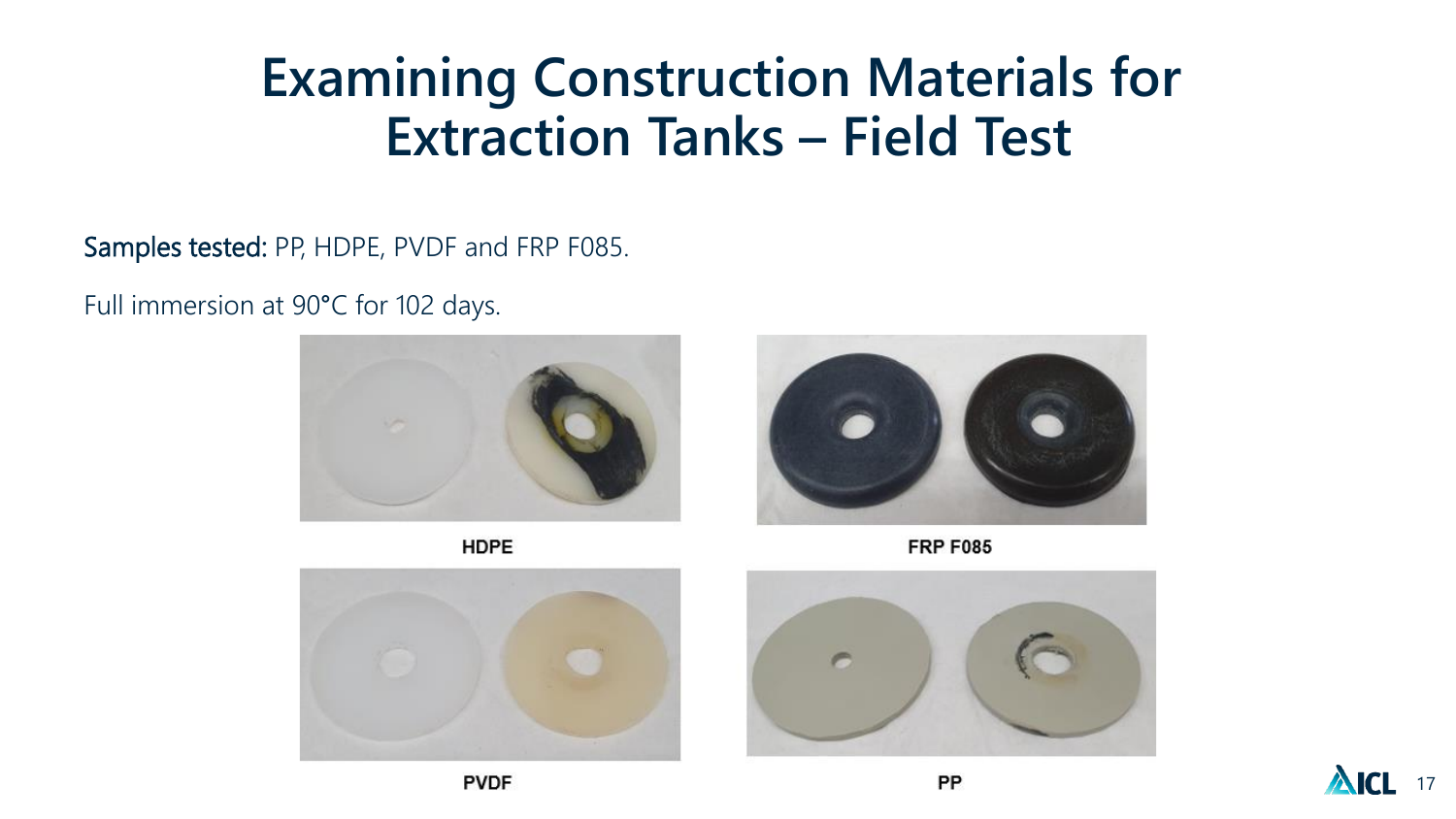# Examining Construction Materials for Extraction Tanks – Field Test

**Samples tested:** PP, HDPE, PVDF and FRP F085.

Full immersion at 90°C for 102 days.

HDPE

FRP F085

PVDF

PP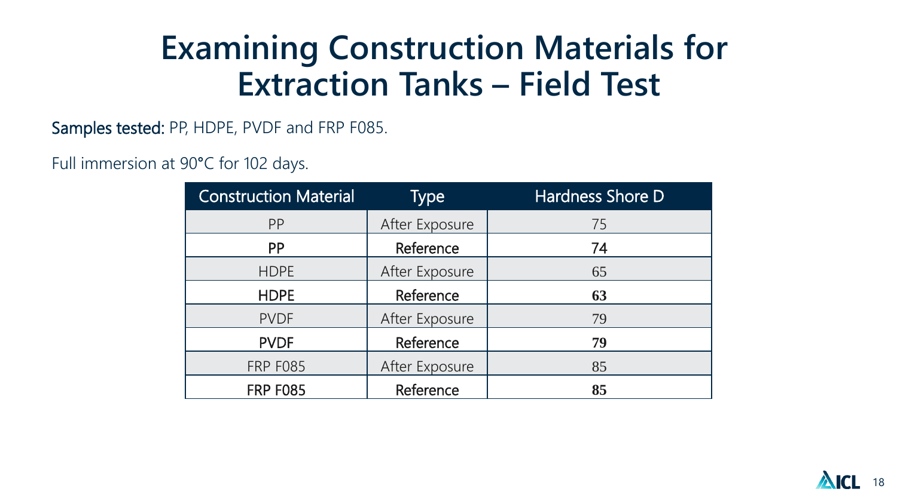# Examining Construction Materials for Extraction Tanks – Field Test

Samples tested: PP, HDPE, PVDF and FRP F085.

Full immersion at 90°C for 102 days.

| Construction Material | Type | Hardness Shore D |
|---|---|---|
| PP | After Exposure | 75 |
| **PP** | **Reference** | **74** |
| HDPE | After Exposure | 65 |
| **HDPE** | **Reference** | **63** |
| PVDF | After Exposure | 79 |
| **PVDF** | **Reference** | **79** |
| FRP F085 | After Exposure | 85 |
| **FRP F085** | **Reference** | **85** |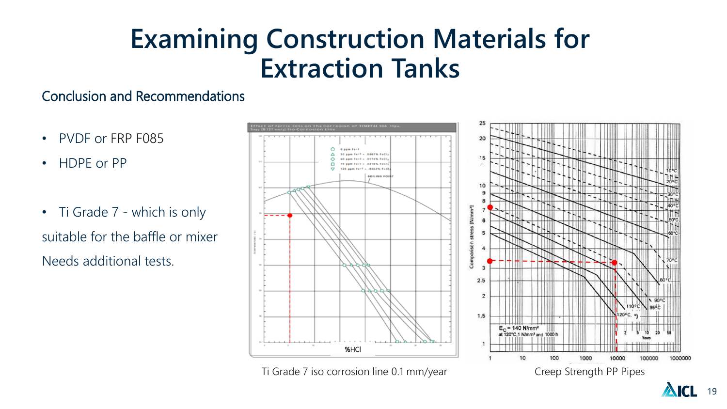# Examining Construction Materials for Extraction Tanks

## Conclusion and Recommendations

- PVDF or FRP F085
- HDPE or PP

- Ti Grade 7 - which is only suitable for the baffle or mixer Needs additional tests.

Effect of Ferric Ions on the Corrosion of TIMETAL 50A .15pd, 5-mpy (0.127 mm/y) Iso-Corrosion Line

0 ppm $Fe^{+3}$

30 ppm $Fe^{+3}$ = .0087% $FeCl_3$

60 ppm $Fe^{+3}$ = .0174% $FeCl_3$

75 ppm $Fe^{+3}$ = .0218% $FeCl_3$

125 ppm $Fe^{+3}$ = .0362% $FeCl_3$

BOILING POINT

%HCl

Ti Grade 7 iso corrosion line 0.1 mm/year

Comparison stress [N/mm²]

25, 20, 15, 10, 9, 8, 7, 6, 5, 4, 3, 2,5, 2, 1,5, 1

10°C, 20°C, 30°C, 40°C, 50°C, 60°C, 70°C, 80°C, 90°C, 95°C, 110°C, 120°C *)

$E_C$ = 140 N/mm² at 120°C, 1 N/mm² and 1000 h

1, 10, 100, 1000, 10000, 100000, 1000000

2, 5, 10, 20, 50 Years

Creep Strength PP Pipes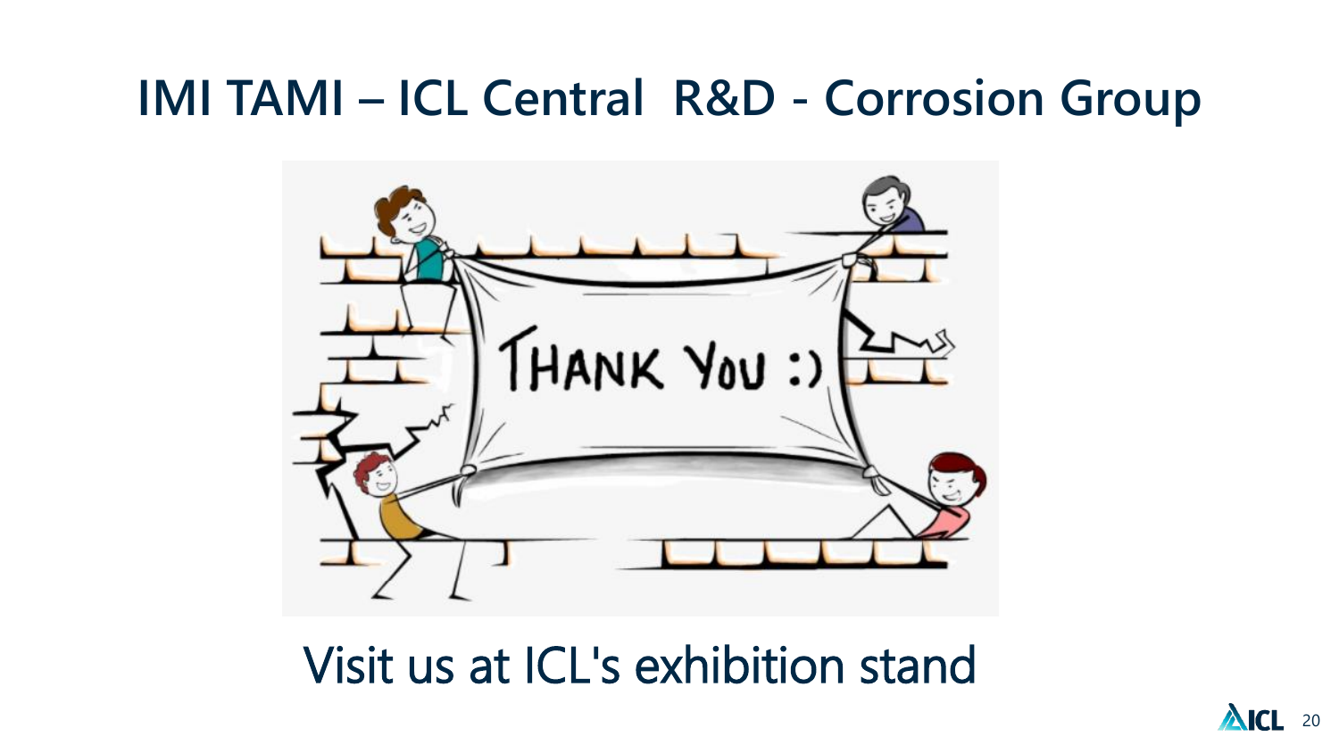# IMI TAMI – ICL Central R&D - Corrosion Group

THANK YOU :)

Visit us at ICL's exhibition stand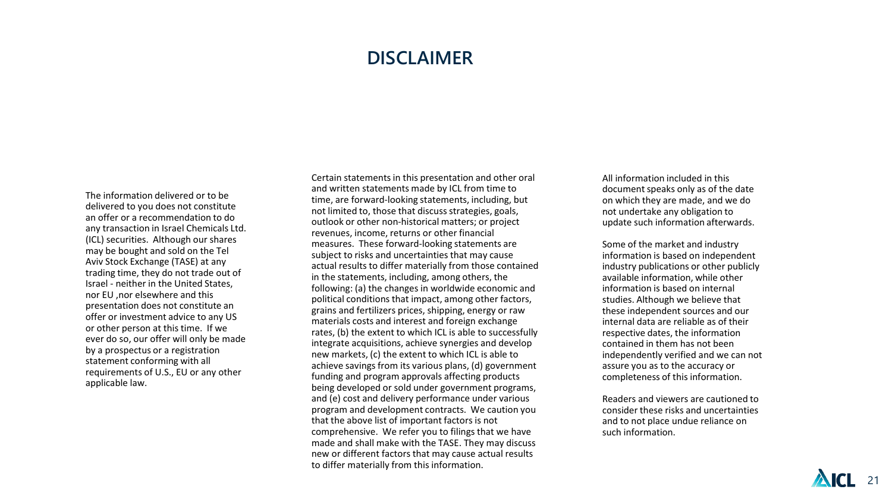# DISCLAIMER

The information delivered or to be delivered to you does not constitute an offer or a recommendation to do any transaction in Israel Chemicals Ltd. (ICL) securities. Although our shares may be bought and sold on the Tel Aviv Stock Exchange (TASE) at any trading time, they do not trade out of Israel - neither in the United States, nor EU ,nor elsewhere and this presentation does not constitute an offer or investment advice to any US or other person at this time. If we ever do so, our offer will only be made by a prospectus or a registration statement conforming with all requirements of U.S., EU or any other applicable law.

Certain statements in this presentation and other oral and written statements made by ICL from time to time, are forward-looking statements, including, but not limited to, those that discuss strategies, goals, outlook or other non-historical matters; or project revenues, income, returns or other financial measures. These forward-looking statements are subject to risks and uncertainties that may cause actual results to differ materially from those contained in the statements, including, among others, the following: (a) the changes in worldwide economic and political conditions that impact, among other factors, grains and fertilizers prices, shipping, energy or raw materials costs and interest and foreign exchange rates, (b) the extent to which ICL is able to successfully integrate acquisitions, achieve synergies and develop new markets, (c) the extent to which ICL is able to achieve savings from its various plans, (d) government funding and program approvals affecting products being developed or sold under government programs, and (e) cost and delivery performance under various program and development contracts. We caution you that the above list of important factors is not comprehensive. We refer you to filings that we have made and shall make with the TASE. They may discuss new or different factors that may cause actual results to differ materially from this information.

All information included in this document speaks only as of the date on which they are made, and we do not undertake any obligation to update such information afterwards.

Some of the market and industry information is based on independent industry publications or other publicly available information, while other information is based on internal studies. Although we believe that these independent sources and our internal data are reliable as of their respective dates, the information contained in them has not been independently verified and we can not assure you as to the accuracy or completeness of this information.

Readers and viewers are cautioned to consider these risks and uncertainties and to not place undue reliance on such information.